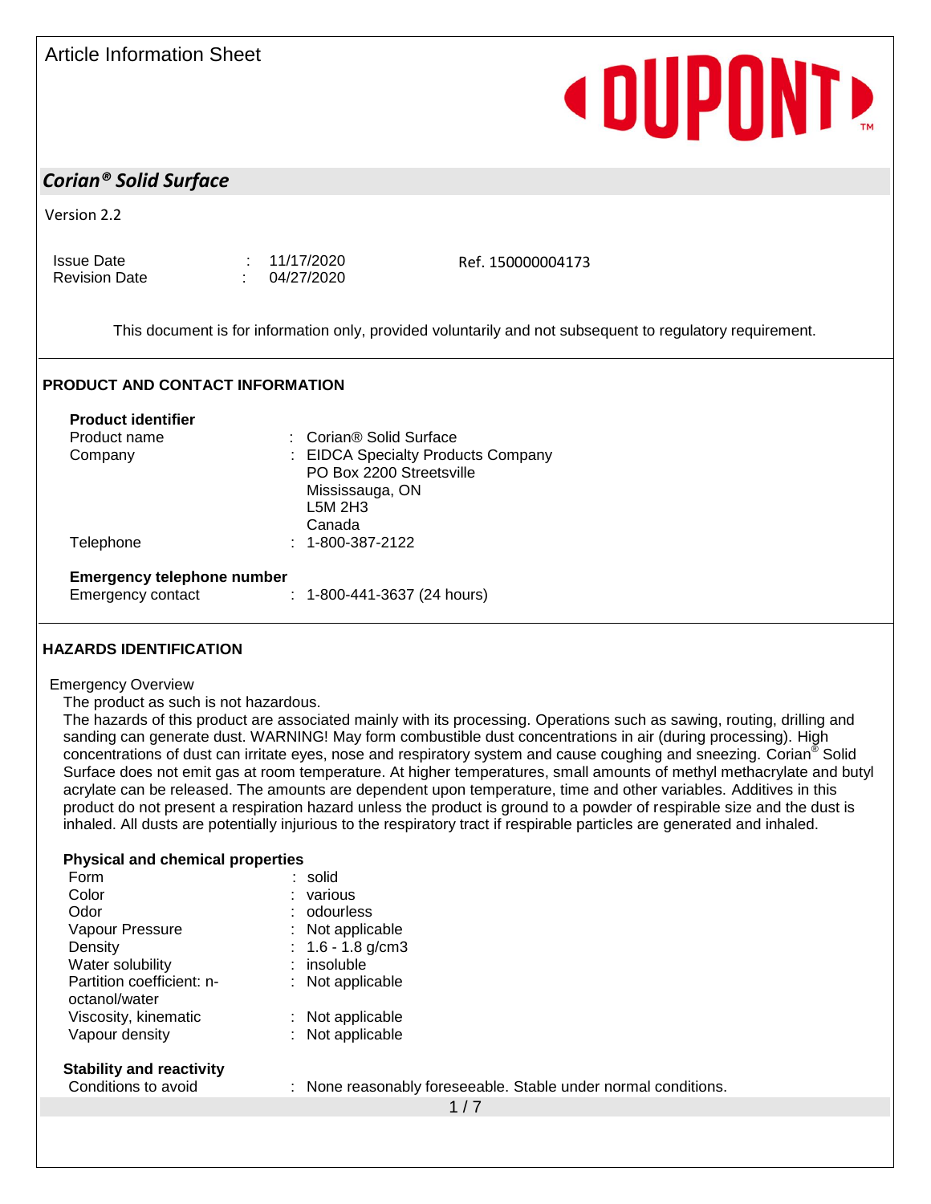Article Information Sheet

DUPONT™

## *Corian® Solid Surface*

Version 2.2

| | | | |
|---|---|---|---|
| Issue Date | : | 11/17/2020 | Ref. 150000004173 |
| Revision Date | : | 04/27/2020 | |

This document is for information only, provided voluntarily and not subsequent to regulatory requirement.

## PRODUCT AND CONTACT INFORMATION

**Product identifier**

| | | |
|---|---|---|
| Product name | : | Corian® Solid Surface |
| Company | : | EIDCA Specialty Products Company<br>PO Box 2200 Streetsville<br>Mississauga, ON<br>L5M 2H3<br>Canada |
| Telephone | : | 1-800-387-2122 |

**Emergency telephone number**

| | | |
|---|---|---|
| Emergency contact | : | 1-800-441-3637 (24 hours) |

## HAZARDS IDENTIFICATION

Emergency Overview

The product as such is not hazardous.
The hazards of this product are associated mainly with its processing. Operations such as sawing, routing, drilling and sanding can generate dust. WARNING! May form combustible dust concentrations in air (during processing). High concentrations of dust can irritate eyes, nose and respiratory system and cause coughing and sneezing. Corian® Solid Surface does not emit gas at room temperature. At higher temperatures, small amounts of methyl methacrylate and butyl acrylate can be released. The amounts are dependent upon temperature, time and other variables. Additives in this product do not present a respiration hazard unless the product is ground to a powder of respirable size and the dust is inhaled. All dusts are potentially injurious to the respiratory tract if respirable particles are generated and inhaled.

**Physical and chemical properties**

| | | |
|---|---|---|
| Form | : | solid |
| Color | : | various |
| Odor | : | odourless |
| Vapour Pressure | : | Not applicable |
| Density | : | 1.6 - 1.8 g/cm3 |
| Water solubility | : | insoluble |
| Partition coefficient: n-octanol/water | : | Not applicable |
| Viscosity, kinematic | : | Not applicable |
| Vapour density | : | Not applicable |

**Stability and reactivity**

| | | |
|---|---|---|
| Conditions to avoid | : | None reasonably foreseeable. Stable under normal conditions. |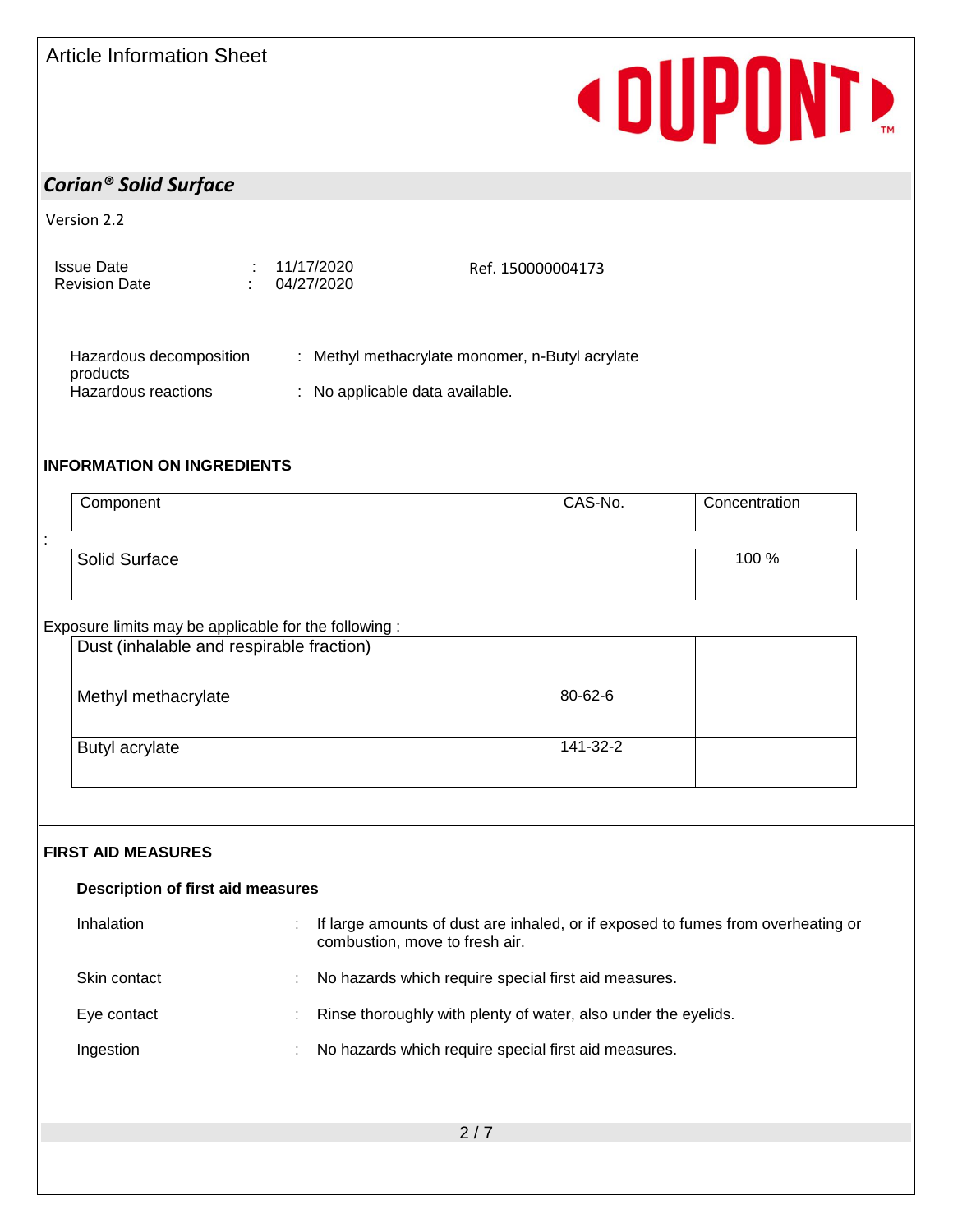Hazardous decomposition products : Methyl methacrylate monomer, n-Butyl acrylate

Hazardous reactions : No applicable data available.

## INFORMATION ON INGREDIENTS

| Component | CAS-No. | Concentration |
|---|---|---|
| Solid Surface | | 100 % |

Exposure limits may be applicable for the following :

| | | |
|---|---|---|
| Dust (inhalable and respirable fraction) | | |
| Methyl methacrylate | 80-62-6 | |
| Butyl acrylate | 141-32-2 | |

## FIRST AID MEASURES

### Description of first aid measures

Inhalation : If large amounts of dust are inhaled, or if exposed to fumes from overheating or combustion, move to fresh air.

Skin contact : No hazards which require special first aid measures.

Eye contact : Rinse thoroughly with plenty of water, also under the eyelids.

Ingestion : No hazards which require special first aid measures.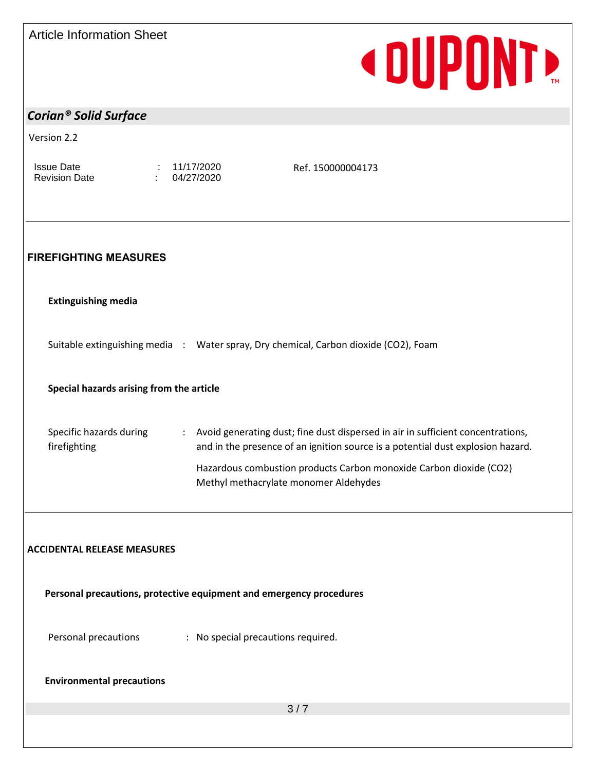## FIREFIGHTING MEASURES

### Extinguishing media

Suitable extinguishing media : Water spray, Dry chemical, Carbon dioxide ($CO_2$), Foam

### Special hazards arising from the article

Specific hazards during firefighting : Avoid generating dust; fine dust dispersed in air in sufficient concentrations, and in the presence of an ignition source is a potential dust explosion hazard.

Hazardous combustion products Carbon monoxide Carbon dioxide ($CO_2$) Methyl methacrylate monomer Aldehydes

## ACCIDENTAL RELEASE MEASURES

### Personal precautions, protective equipment and emergency procedures

Personal precautions : No special precautions required.

### Environmental precautions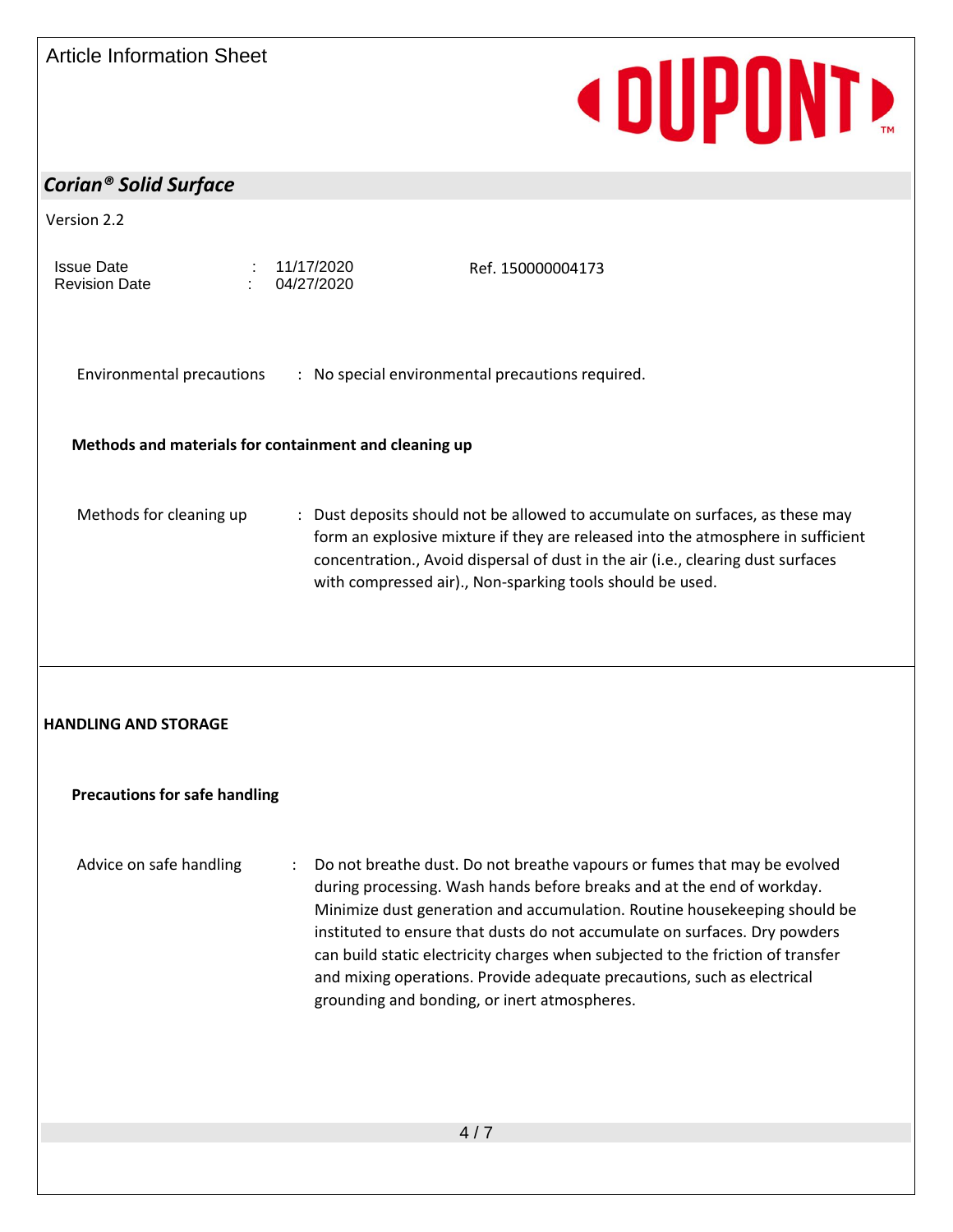Environmental precautions : No special environmental precautions required.

### Methods and materials for containment and cleaning up

Methods for cleaning up : Dust deposits should not be allowed to accumulate on surfaces, as these may form an explosive mixture if they are released into the atmosphere in sufficient concentration., Avoid dispersal of dust in the air (i.e., clearing dust surfaces with compressed air)., Non-sparking tools should be used.

## HANDLING AND STORAGE

### Precautions for safe handling

Advice on safe handling : Do not breathe dust. Do not breathe vapours or fumes that may be evolved during processing. Wash hands before breaks and at the end of workday. Minimize dust generation and accumulation. Routine housekeeping should be instituted to ensure that dusts do not accumulate on surfaces. Dry powders can build static electricity charges when subjected to the friction of transfer and mixing operations. Provide adequate precautions, such as electrical grounding and bonding, or inert atmospheres.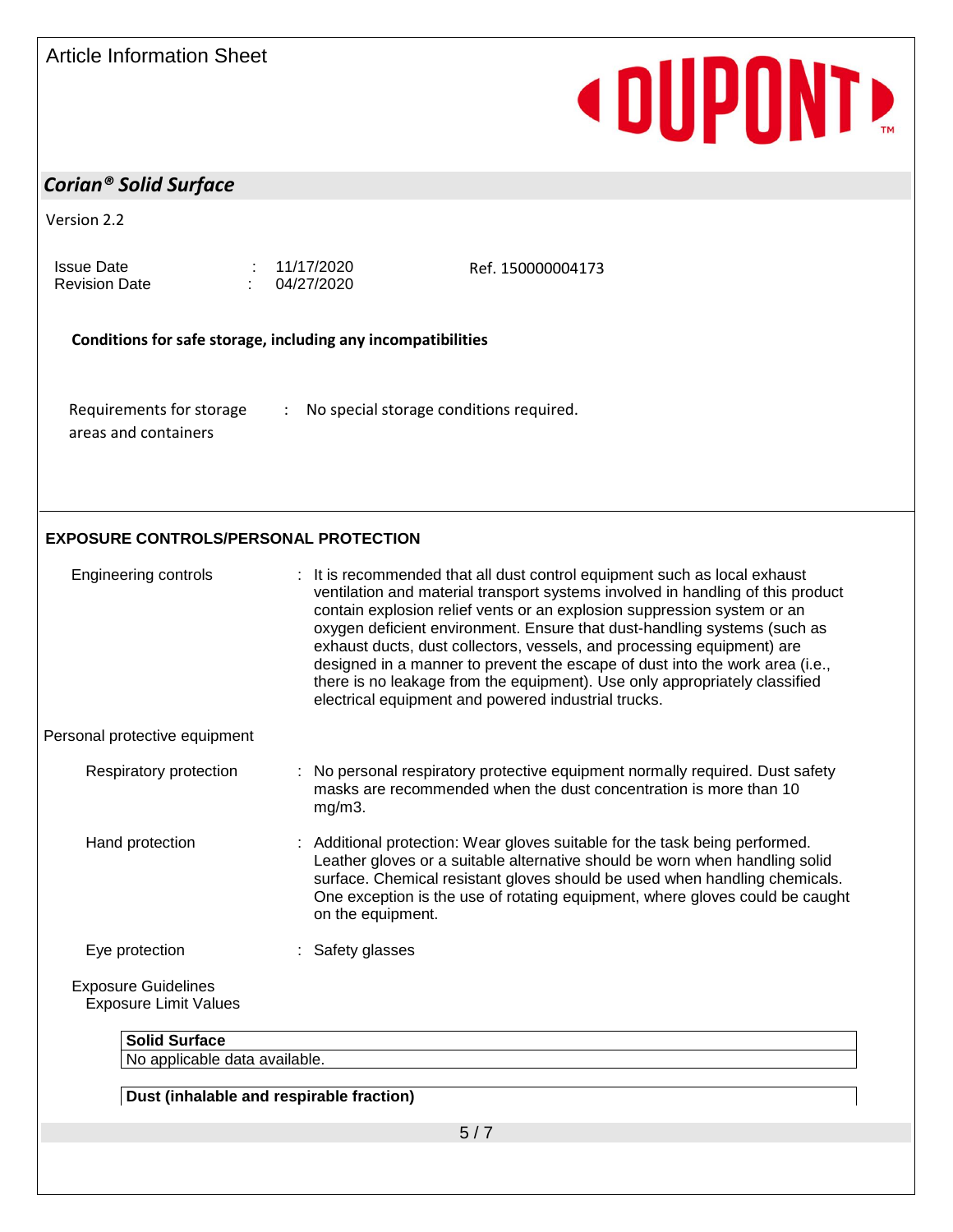**Conditions for safe storage, including any incompatibilities**

Requirements for storage areas and containers : No special storage conditions required.

## EXPOSURE CONTROLS/PERSONAL PROTECTION

Engineering controls : It is recommended that all dust control equipment such as local exhaust ventilation and material transport systems involved in handling of this product contain explosion relief vents or an explosion suppression system or an oxygen deficient environment. Ensure that dust-handling systems (such as exhaust ducts, dust collectors, vessels, and processing equipment) are designed in a manner to prevent the escape of dust into the work area (i.e., there is no leakage from the equipment). Use only appropriately classified electrical equipment and powered industrial trucks.

Personal protective equipment

Respiratory protection : No personal respiratory protective equipment normally required. Dust safety masks are recommended when the dust concentration is more than 10 mg/m3.

Hand protection : Additional protection: Wear gloves suitable for the task being performed. Leather gloves or a suitable alternative should be worn when handling solid surface. Chemical resistant gloves should be used when handling chemicals. One exception is the use of rotating equipment, where gloves could be caught on the equipment.

Eye protection : Safety glasses

Exposure Guidelines
Exposure Limit Values

| Solid Surface |
|---|
| No applicable data available. |

| Dust (inhalable and respirable fraction) |
|---|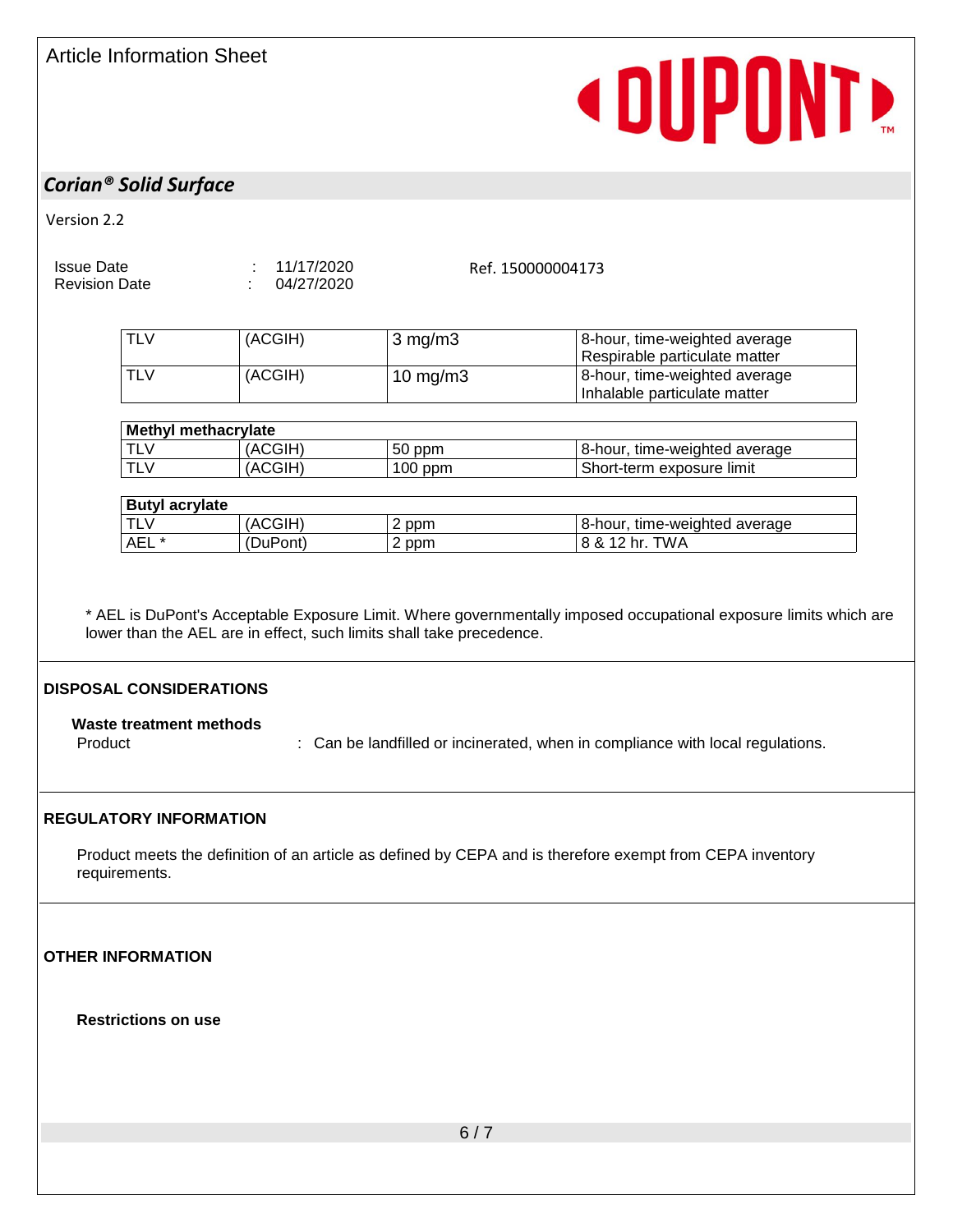| TLV | (ACGIH) | 3 mg/m3 | 8-hour, time-weighted average Respirable particulate matter |
|---|---|---|---|
| TLV | (ACGIH) | 10 mg/m3 | 8-hour, time-weighted average Inhalable particulate matter |

| Methyl methacrylate | | | |
|---|---|---|---|
| TLV | (ACGIH) | 50 ppm | 8-hour, time-weighted average |
| TLV | (ACGIH) | 100 ppm | Short-term exposure limit |

| Butyl acrylate | | | |
|---|---|---|---|
| TLV | (ACGIH) | 2 ppm | 8-hour, time-weighted average |
| AEL * | (DuPont) | 2 ppm | 8 & 12 hr. TWA |

* AEL is DuPont's Acceptable Exposure Limit. Where governmentally imposed occupational exposure limits which are lower than the AEL are in effect, such limits shall take precedence.

## DISPOSAL CONSIDERATIONS

**Waste treatment methods**

Product : Can be landfilled or incinerated, when in compliance with local regulations.

## REGULATORY INFORMATION

Product meets the definition of an article as defined by CEPA and is therefore exempt from CEPA inventory requirements.

## OTHER INFORMATION

**Restrictions on use**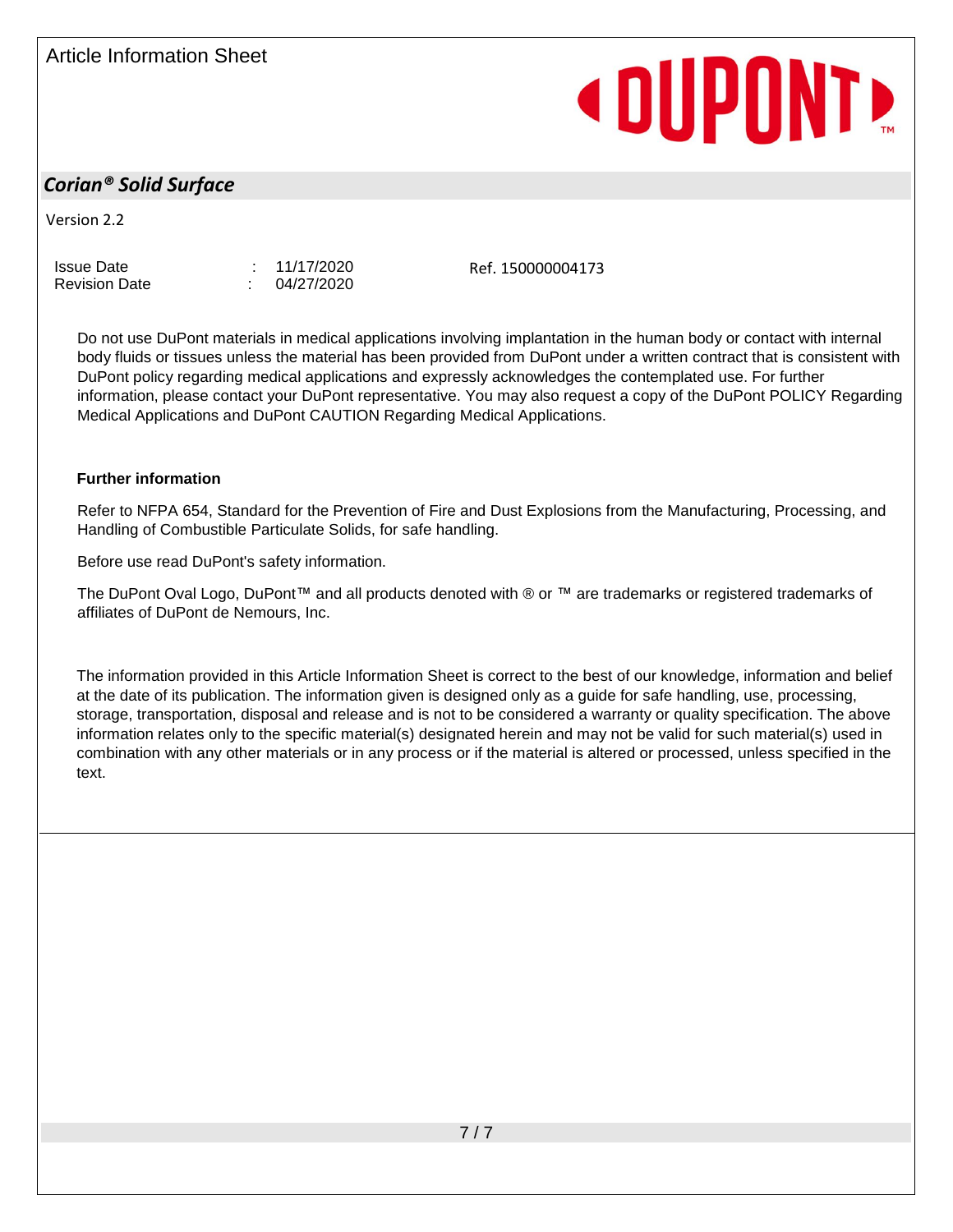Do not use DuPont materials in medical applications involving implantation in the human body or contact with internal body fluids or tissues unless the material has been provided from DuPont under a written contract that is consistent with DuPont policy regarding medical applications and expressly acknowledges the contemplated use. For further information, please contact your DuPont representative. You may also request a copy of the DuPont POLICY Regarding Medical Applications and DuPont CAUTION Regarding Medical Applications.

**Further information**

Refer to NFPA 654, Standard for the Prevention of Fire and Dust Explosions from the Manufacturing, Processing, and Handling of Combustible Particulate Solids, for safe handling.

Before use read DuPont's safety information.

The DuPont Oval Logo, DuPont™ and all products denoted with ® or ™ are trademarks or registered trademarks of affiliates of DuPont de Nemours, Inc.

The information provided in this Article Information Sheet is correct to the best of our knowledge, information and belief at the date of its publication. The information given is designed only as a guide for safe handling, use, processing, storage, transportation, disposal and release and is not to be considered a warranty or quality specification. The above information relates only to the specific material(s) designated herein and may not be valid for such material(s) used in combination with any other materials or in any process or if the material is altered or processed, unless specified in the text.